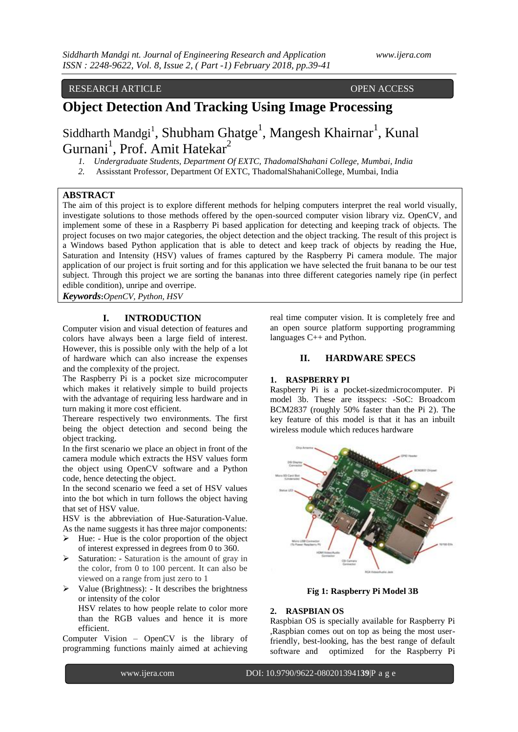RESEARCH ARTICLE OPEN ACCESS

# Object Detection And Tracking Using Image Processing

Siddharth Mandgi[1], Shubham Ghatge[1], Mangesh Khairnar[1], Kunal Gurnani[1], Prof. Amit Hatekar[2]

*1. Undergraduate Students, Department Of EXTC, ThadomalShahani College, Mumbai, India*

2. Assisstant Professor, Department Of EXTC, ThadomalShahaniCollege, Mumbai, India

## ABSTRACT

The aim of this project is to explore different methods for helping computers interpret the real world visually, investigate solutions to those methods offered by the open-sourced computer vision library viz. OpenCV, and implement some of these in a Raspberry Pi based application for detecting and keeping track of objects. The project focuses on two major categories, the object detection and the object tracking. The result of this project is a Windows based Python application that is able to detect and keep track of objects by reading the Hue, Saturation and Intensity (HSV) values of frames captured by the Raspberry Pi camera module. The major application of our project is fruit sorting and for this application we have selected the fruit banana to be our test subject. Through this project we are sorting the bananas into three different categories namely ripe (in perfect edible condition), unripe and overripe.

***Keywords*:***OpenCV, Python, HSV*

## I. INTRODUCTION

Computer vision and visual detection of features and colors have always been a large field of interest. However, this is possible only with the help of a lot of hardware which can also increase the expenses and the complexity of the project.

The Raspberry Pi is a pocket size microcomputer which makes it relatively simple to build projects with the advantage of requiring less hardware and in turn making it more cost efficient.

Thereare respectively two environments. The first being the object detection and second being the object tracking.

In the first scenario we place an object in front of the camera module which extracts the HSV values form the object using OpenCV software and a Python code, hence detecting the object.

In the second scenario we feed a set of HSV values into the bot which in turn follows the object having that set of HSV value.

HSV is the abbreviation of Hue-Saturation-Value. As the name suggests it has three major components:

- Hue: - Hue is the color proportion of the object of interest expressed in degrees from 0 to 360.
- Saturation: - Saturation is the amount of gray in the color, from 0 to 100 percent. It can also be viewed on a range from just zero to 1
- Value (Brightness): - It describes the brightness or intensity of the color

  HSV relates to how people relate to color more than the RGB values and hence it is more efficient.

Computer Vision – OpenCV is the library of programming functions mainly aimed at achieving real time computer vision. It is completely free and an open source platform supporting programming languages C++ and Python.

## II. HARDWARE SPECS

### 1. RASPBERRY PI

Raspberry Pi is a pocket-sizedmicrocomputer. Pi model 3b. These are itsspecs: -SoC: Broadcom BCM2837 (roughly 50% faster than the Pi 2). The key feature of this model is that it has an inbuilt wireless module which reduces hardware

**Fig 1: Raspberry Pi Model 3B**

### 2. RASPBIAN OS

Raspbian OS is specially available for Raspberry Pi ,Raspbian comes out on top as being the most user-friendly, best-looking, has the best range of default software and optimized for the Raspberry Pi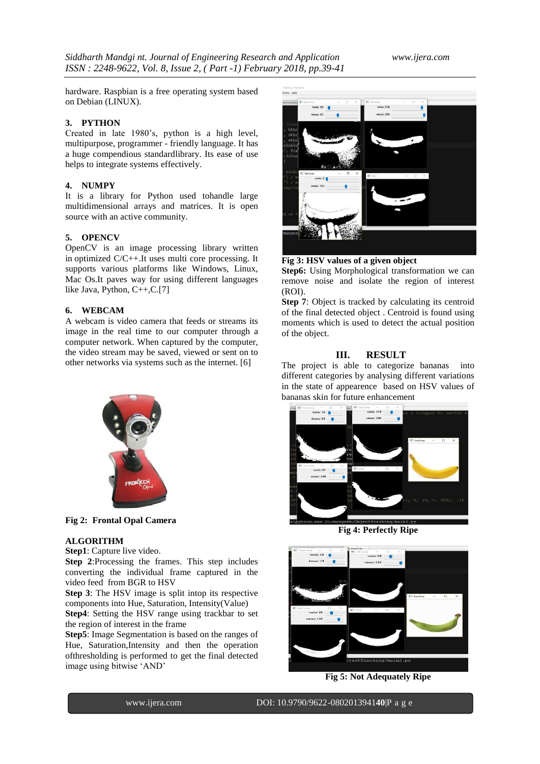hardware. Raspbian is a free operating system based on Debian (LINUX).

### 3. PYTHON

Created in late 1980's, python is a high level, multipurpose, programmer - friendly language. It has a huge compendious standardlibrary. Its ease of use helps to integrate systems effectively.

### 4. NUMPY

It is a library for Python used tohandle large multidimensional arrays and matrices. It is open source with an active community.

### 5. OPENCV

OpenCV is an image processing library written in optimized C/C++.It uses multi core processing. It supports various platforms like Windows, Linux, Mac Os.It paves way for using different languages like Java, Python, C++,C.[7]

### 6. WEBCAM

A webcam is video camera that feeds or streams its image in the real time to our computer through a computer network. When captured by the computer, the video stream may be saved, viewed or sent on to other networks via systems such as the internet. [6]

**Fig 2: Frontal Opal Camera**

### ALGORITHM

**Step1**: Capture live video.

**Step 2**:Processing the frames. This step includes converting the individual frame captured in the video feed from BGR to HSV

**Step 3**: The HSV image is split intop its respective components into Hue, Saturation, Intensity(Value)

**Step4**: Setting the HSV range using trackbar to set the region of interest in the frame

**Step5**: Image Segmentation is based on the ranges of Hue, Saturation,Intensity and then the operation ofthresholding is performed to get the final detected image using bitwise 'AND'

**Fig 3: HSV values of a given object**

**Step6:** Using Morphological transformation we can remove noise and isolate the region of interest (ROI).

**Step 7**: Object is tracked by calculating its centroid of the final detected object . Centroid is found using moments which is used to detect the actual position of the object.

## III. RESULT

The project is able to categorize bananas into different categories by analysing different variations in the state of appearence based on HSV values of bananas skin for future enhancement

**Fig 4: Perfectly Ripe**

**Fig 5: Not Adequately Ripe**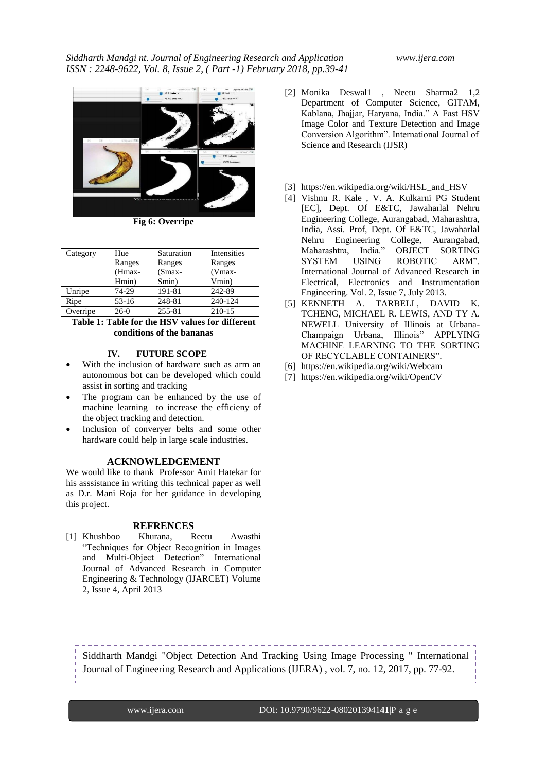Fig 6: Overripe

| Category | Hue Ranges (Hmax-Hmin) | Saturation Ranges (Smax-Smin) | Intensities Ranges (Vmax-Vmin) |
|---|---|---|---|
| Unripe | 74-29 | 191-81 | 242-89 |
| Ripe | 53-16 | 248-81 | 240-124 |
| Overripe | 26-0 | 255-81 | 210-15 |

**Table 1: Table for the HSV valanes for different conditions of the bananas**

## IV. FUTURE SCOPE

- With the inclusion of hardware such as arm an autonomous bot can be developed which could assist in sorting and tracking
- The program can be enhanced by the use of machine learning to increase the efficieny of the object tracking and detection.
- Inclusion of converyer belts and some other hardware could help in large scale industries.

## ACKNOWLEDGEMENT

We would like to thank Professor Amit Hatekar for his asssistance in writing this technical paper as well as D.r. Mani Roja for her guidance in developing this project.

## REFRENCES

[1] Khushboo Khurana, Reetu Awasthi "Techniques for Object Recognition in Images and Multi-Object Detection" International Journal of Advanced Research in Computer Engineering & Technology (IJARCET) Volume 2, Issue 4, April 2013

[2] Monika Deswal1 , Neetu Sharma2 1,2 Department of Computer Science, GITAM, Kablana, Jhajjar, Haryana, India." A Fast HSV Image Color and Texture Detection and Image Conversion Algorithm". International Journal of Science and Research (IJSR)

[3] https://en.wikipedia.org/wiki/HSL_and_HSV

[4] Vishnu R. Kale , V. A. Kulkarni PG Student [EC], Dept. Of E&TC, Jawaharlal Nehru Engineering College, Aurangabad, Maharashtra, India, Assi. Prof, Dept. Of E&TC, Jawaharlal Nehru Engineering College, Aurangabad, Maharashtra, India." OBJECT SORTING SYSTEM USING ROBOTIC ARM". International Journal of Advanced Research in Electrical, Electronics and Instrumentation Engineering. Vol. 2, Issue 7, July 2013.

[5] KENNETH A. TARBELL, DAVID K. TCHENG, MICHAEL R. LEWIS, AND TY A. NEWELL University of Illinois at Urbana-Champaign Urbana, Illinois" APPLYING MACHINE LEARNING TO THE SORTING OF RECYCLABLE CONTAINERS".

[6] https://en.wikipedia.org/wiki/Webcam

[7] https://en.wikipedia.org/wiki/OpenCV

Siddharth Mandgi "Object Detection And Tracking Using Image Processing " International Journal of Engineering Research and Applications (IJERA) , vol. 7, no. 12, 2017, pp. 77-92.